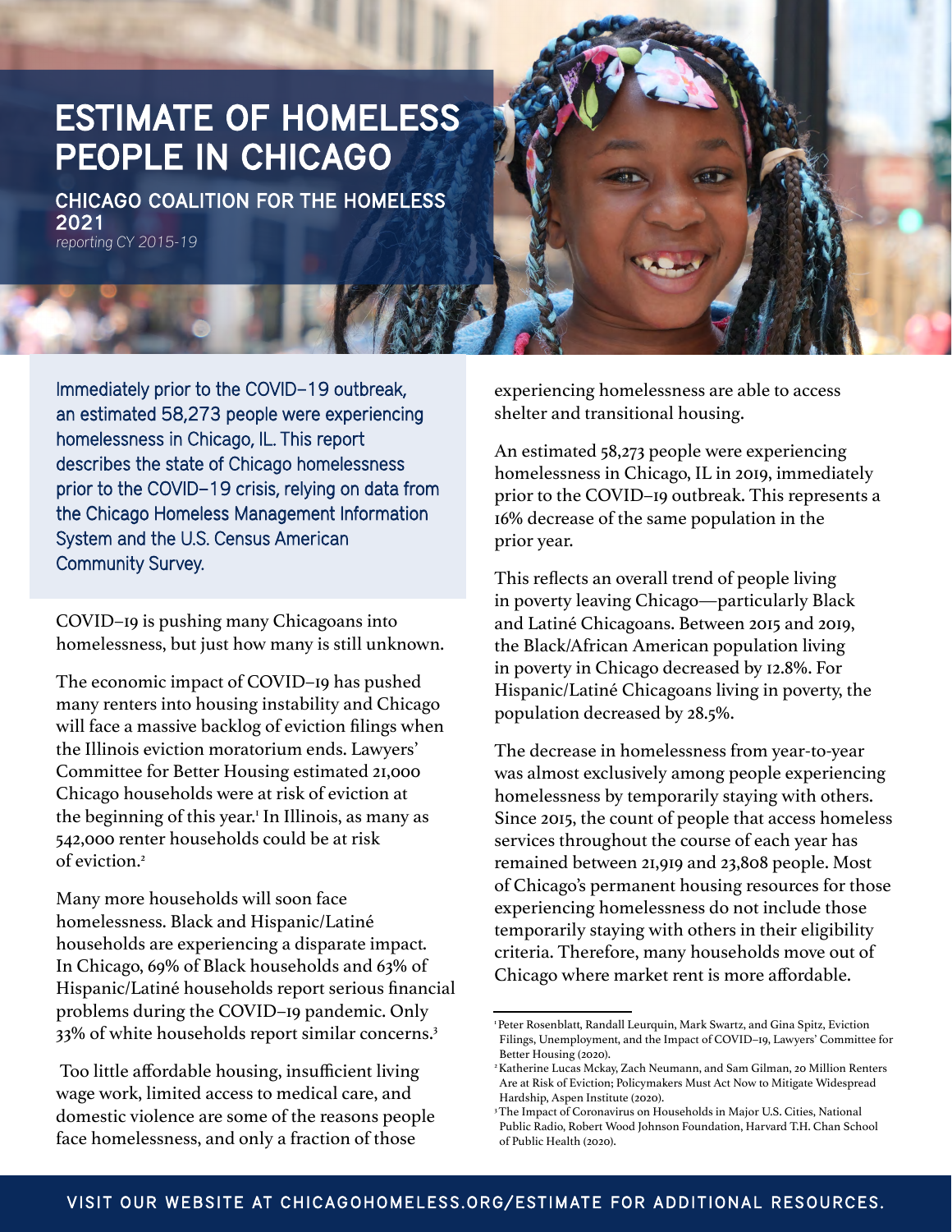# ESTIMATE OF HOMELESS PEOPLE IN CHICAGO

**CHICAGO COALITION FOR THE HOMELESS**
**2021**
*reporting CY 2015-19*

Immediately prior to the COVID–19 outbreak, an estimated 58,273 people were experiencing homelessness in Chicago, IL. This report describes the state of Chicago homelessness prior to the COVID–19 crisis, relying on data from the Chicago Homeless Management Information System and the U.S. Census American Community Survey.

COVID–19 is pushing many Chicagoans into homelessness, but just how many is still unknown.

The economic impact of COVID–19 has pushed many renters into housing instability and Chicago will face a massive backlog of eviction filings when the Illinois eviction moratorium ends. Lawyers' Committee for Better Housing estimated 21,000 Chicago households were at risk of eviction at the beginning of this year.[1] In Illinois, as many as 542,000 renter households could be at risk of eviction.[2]

Many more households will soon face homelessness. Black and Hispanic/Latiné households are experiencing a disparate impact. In Chicago, 69% of Black households and 63% of Hispanic/Latiné households report serious financial problems during the COVID–19 pandemic. Only 33% of white households report similar concerns.[3]

Too little affordable housing, insufficient living wage work, limited access to medical care, and domestic violence are some of the reasons people face homelessness, and only a fraction of those experiencing homelessness are able to access shelter and transitional housing.

An estimated 58,273 people were experiencing homelessness in Chicago, IL in 2019, immediately prior to the COVID–19 outbreak. This represents a 16% decrease of the same population in the prior year.

This reflects an overall trend of people living in poverty leaving Chicago—particularly Black and Latiné Chicagoans. Between 2015 and 2019, the Black/African American population living in poverty in Chicago decreased by 12.8%. For Hispanic/Latiné Chicagoans living in poverty, the population decreased by 28.5%.

The decrease in homelessness from year-to-year was almost exclusively among people experiencing homelessness by temporarily staying with others. Since 2015, the count of people that access homeless services throughout the course of each year has remained between 21,919 and 23,808 people. Most of Chicago's permanent housing resources for those experiencing homelessness do not include those temporarily staying with others in their eligibility criteria. Therefore, many households move out of Chicago where market rent is more affordable.

---

[1] Peter Rosenblatt, Randall Leurquin, Mark Swartz, and Gina Spitz, Eviction Filings, Unemployment, and the Impact of COVID–19, Lawyers' Committee for Better Housing (2020).

[2] Katherine Lucas Mckay, Zach Neumann, and Sam Gilman, 20 Million Renters Are at Risk of Eviction; Policymakers Must Act Now to Mitigate Widespread Hardship, Aspen Institute (2020).

[3] The Impact of Coronavirus on Households in Major U.S. Cities, National Public Radio, Robert Wood Johnson Foundation, Harvard T.H. Chan School of Public Health (2020).

**VISIT OUR WEBSITE AT CHICAGOHOMELESS.ORG/ESTIMATE FOR ADDITIONAL RESOURCES.**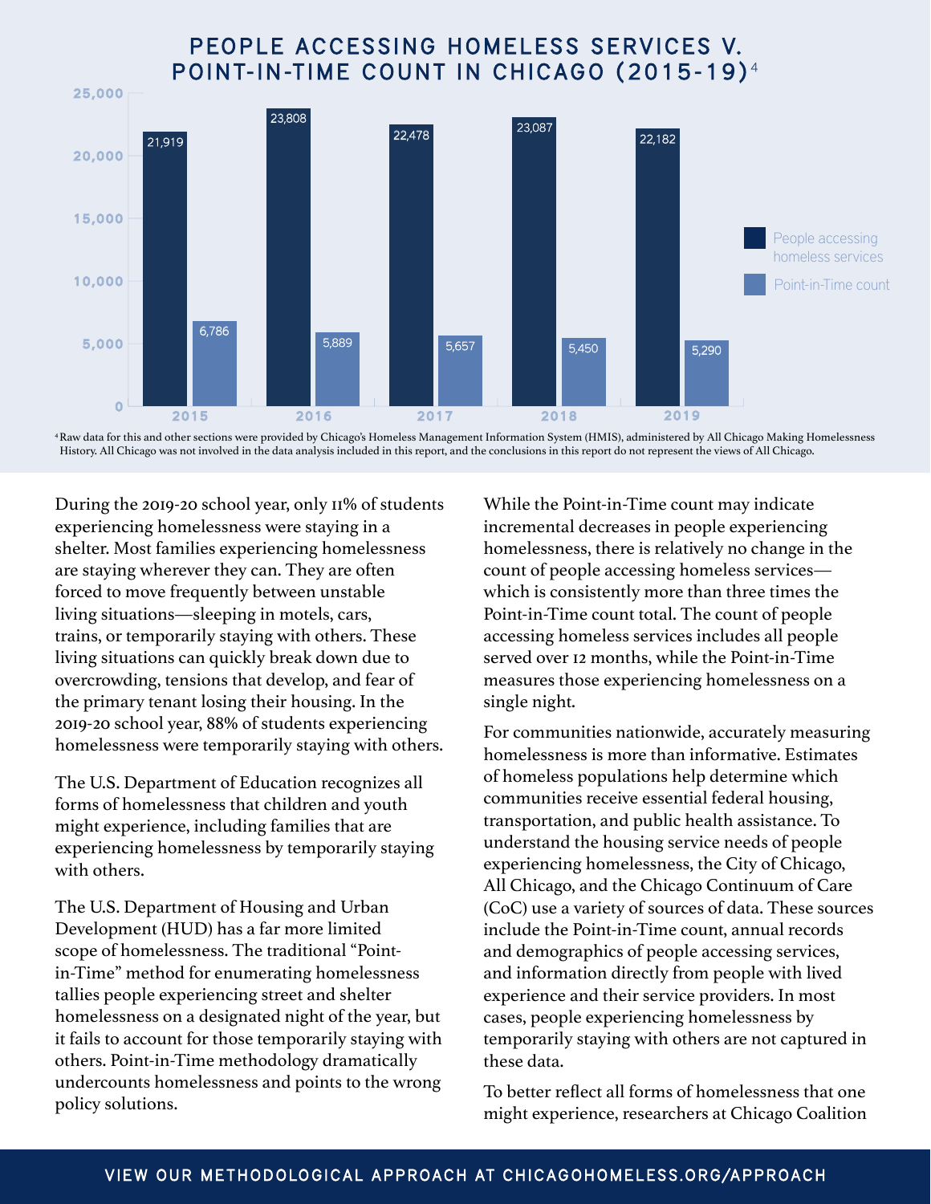## PEOPLE ACCESSING HOMELESS SERVICES V. POINT-IN-TIME COUNT IN CHICAGO (2015-19)[4]

| Year | People accessing homeless services | Point-in-Time count |
| --- | --- | --- |
| 2015 | 21,919 | 6,786 |
| 2016 | 23,808 | 5,889 |
| 2017 | 22,478 | 5,657 |
| 2018 | 23,087 | 5,450 |
| 2019 | 22,182 | 5,290 |

[4] Raw data for this and other sections were provided by Chicago's Homeless Management Information System (HMIS), administered by All Chicago Making Homelessness History. All Chicago was not involved in the data analysis included in this report, and the conclusions in this report do not represent the views of All Chicago.

During the 2019-20 school year, only 11% of students experiencing homelessness were staying in a shelter. Most families experiencing homelessness are staying wherever they can. They are often forced to move frequently between unstable living situations—sleeping in motels, cars, trains, or temporarily staying with others. These living situations can quickly break down due to overcrowding, tensions that develop, and fear of the primary tenant losing their housing. In the 2019-20 school year, 88% of students experiencing homelessness were temporarily staying with others.

The U.S. Department of Education recognizes all forms of homelessness that children and youth might experience, including families that are experiencing homelessness by temporarily staying with others.

The U.S. Department of Housing and Urban Development (HUD) has a far more limited scope of homelessness. The traditional "Point-in-Time" method for enumerating homelessness tallies people experiencing street and shelter homelessness on a designated night of the year, but it fails to account for those temporarily staying with others. Point-in-Time methodology dramatically undercounts homelessness and points to the wrong policy solutions.

While the Point-in-Time count may indicate incremental decreases in people experiencing homelessness, there is relatively no change in the count of people accessing homeless services—which is consistently more than three times the Point-in-Time count total. The count of people accessing homeless services includes all people served over 12 months, while the Point-in-Time measures those experiencing homelessness on a single night.

For communities nationwide, accurately measuring homelessness is more than informative. Estimates of homeless populations help determine which communities receive essential federal housing, transportation, and public health assistance. To understand the housing service needs of people experiencing homelessness, the City of Chicago, All Chicago, and the Chicago Continuum of Care (CoC) use a variety of sources of data. These sources include the Point-in-Time count, annual records and demographics of people accessing services, and information directly from people with lived experience and their service providers. In most cases, people experiencing homelessness by temporarily staying with others are not captured in these data.

To better reflect all forms of homelessness that one might experience, researchers at Chicago Coalition

**VIEW OUR METHODOLOGICAL APPROACH AT CHICAGOHOMELESS.ORG/APPROACH**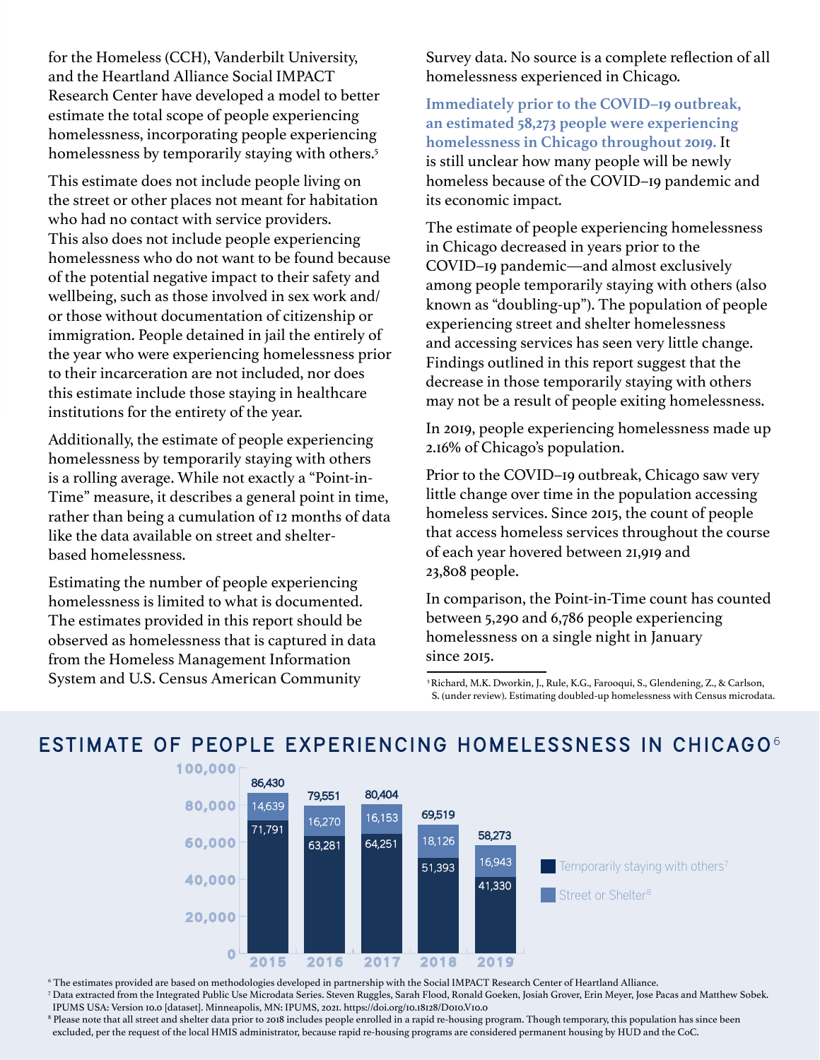for the Homeless (CCH), Vanderbilt University, and the Heartland Alliance Social IMPACT Research Center have developed a model to better estimate the total scope of people experiencing homelessness, incorporating people experiencing homelessness by temporarily staying with others.[5]

This estimate does not include people living on the street or other places not meant for habitation who had no contact with service providers. This also does not include people experiencing homelessness who do not want to be found because of the potential negative impact to their safety and wellbeing, such as those involved in sex work and/or those without documentation of citizenship or immigration. People detained in jail the entirely of the year who were experiencing homelessness prior to their incarceration are not included, nor does this estimate include those staying in healthcare institutions for the entirety of the year.

Additionally, the estimate of people experiencing homelessness by temporarily staying with others is a rolling average. While not exactly a "Point-in-Time" measure, it describes a general point in time, rather than being a cumulation of 12 months of data like the data available on street and shelter-based homelessness.

Estimating the number of people experiencing homelessness is limited to what is documented. The estimates provided in this report should be observed as homelessness that is captured in data from the Homeless Management Information System and U.S. Census American Community Survey data. No source is a complete reflection of all homelessness experienced in Chicago.

**Immediately prior to the COVID–19 outbreak, an estimated 58,273 people were experiencing homelessness in Chicago throughout 2019.** It is still unclear how many people will be newly homeless because of the COVID–19 pandemic and its economic impact.

The estimate of people experiencing homelessness in Chicago decreased in years prior to the COVID–19 pandemic—and almost exclusively among people temporarily staying with others (also known as "doubling-up"). The population of people experiencing street and shelter homelessness and accessing services has seen very little change. Findings outlined in this report suggest that the decrease in those temporarily staying with others may not be a result of people exiting homelessness.

In 2019, people experiencing homelessness made up 2.16% of Chicago's population.

Prior to the COVID–19 outbreak, Chicago saw very little change over time in the population accessing homeless services. Since 2015, the count of people that access homeless services throughout the course of each year hovered between 21,919 and 23,808 people.

In comparison, the Point-in-Time count has counted between 5,290 and 6,786 people experiencing homelessness on a single night in January since 2015.

[5] Richard, M.K. Dworkin, J., Rule, K.G., Farooqui, S., Glendening, Z., & Carlson, S. (under review). Estimating doubled-up homelessness with Census microdata.

## ESTIMATE OF PEOPLE EXPERIENCING HOMELESSNESS IN CHICAGO[6]

| Year | Temporarily staying with others[7] | Street or Shelter[8] | Total |
|---|---|---|---|
| 2015 | 71,791 | 14,639 | 86,430 |
| 2016 | 63,281 | 16,270 | 79,551 |
| 2017 | 64,251 | 16,153 | 80,404 |
| 2018 | 51,393 | 18,126 | 69,519 |
| 2019 | 41,330 | 16,943 | 58,273 |

[6] The estimates provided are based on methodologies developed in partnership with the Social IMPACT Research Center of Heartland Alliance.

[7] Data extracted from the Integrated Public Use Microdata Series. Steven Ruggles, Sarah Flood, Ronald Goeken, Josiah Grover, Erin Meyer, Jose Pacas and Matthew Sobek. IPUMS USA: Version 10.0 [dataset]. Minneapolis, MN: IPUMS, 2021. https://doi.org/10.18128/D010.V10.0

[8] Please note that all street and shelter data prior to 2018 includes people enrolled in a rapid re-housing program. Though temporary, this population has since been excluded, per the request of the local HMIS administrator, because rapid re-housing programs are considered permanent housing by HUD and the CoC.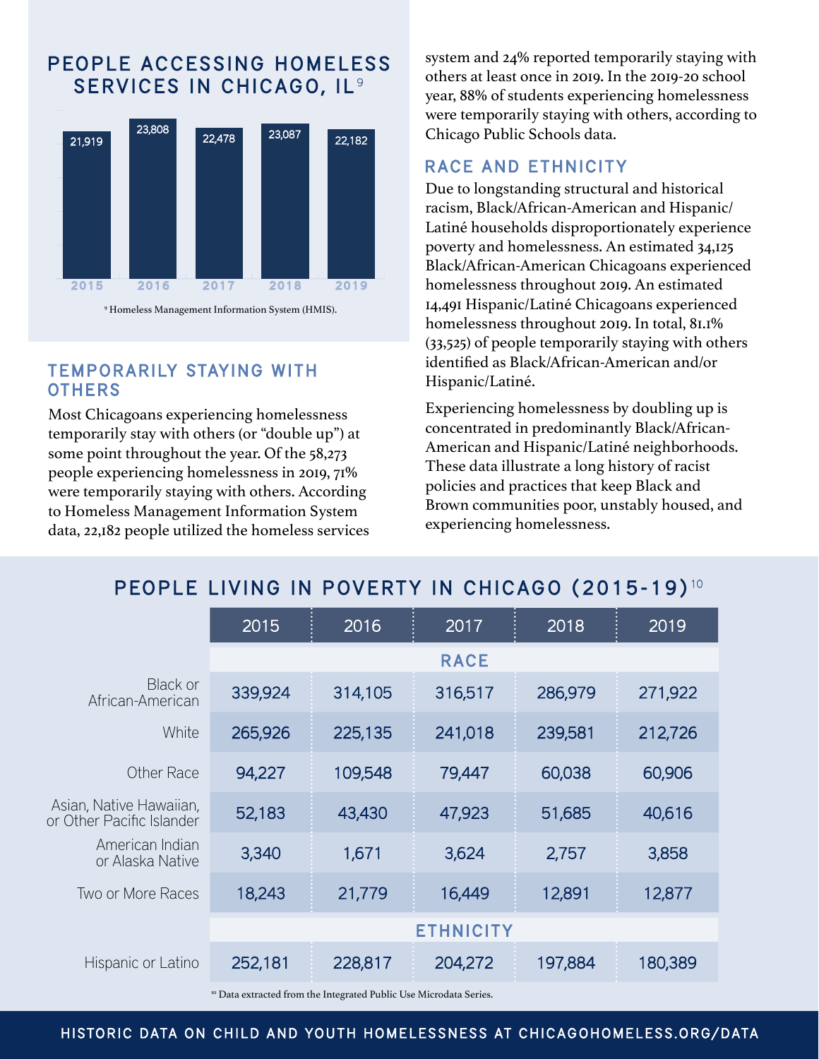## PEOPLE ACCESSING HOMELESS SERVICES IN CHICAGO, IL[9]

| Year | People |
|---|---|
| 2015 | 21,919 |
| 2016 | 23,808 |
| 2017 | 22,478 |
| 2018 | 23,087 |
| 2019 | 22,182 |

[9] Homeless Management Information System (HMIS).

## TEMPORARILY STAYING WITH OTHERS

Most Chicagoans experiencing homelessness temporarily stay with others (or "double up") at some point throughout the year. Of the 58,273 people experiencing homelessness in 2019, 71% were temporarily staying with others. According to Homeless Management Information System data, 22,182 people utilized the homeless services system and 24% reported temporarily staying with others at least once in 2019. In the 2019-20 school year, 88% of students experiencing homelessness were temporarily staying with others, according to Chicago Public Schools data.

## RACE AND ETHNICITY

Due to longstanding structural and historical racism, Black/African-American and Hispanic/Latiné households disproportionately experience poverty and homelessness. An estimated 34,125 Black/African-American Chicagoans experienced homelessness throughout 2019. An estimated 14,491 Hispanic/Latiné Chicagoans experienced homelessness throughout 2019. In total, 81.1% (33,525) of people temporarily staying with others identified as Black/African-American and/or Hispanic/Latiné.

Experiencing homelessness by doubling up is concentrated in predominantly Black/African-American and Hispanic/Latiné neighborhoods. These data illustrate a long history of racist policies and practices that keep Black and Brown communities poor, unstably housed, and experiencing homelessness.

## PEOPLE LIVING IN POVERTY IN CHICAGO (2015-19)[10]

| | 2015 | 2016 | 2017 | 2018 | 2019 |
|---|---|---|---|---|---|
| **RACE** | | | | | |
| Black or African-American | 339,924 | 314,105 | 316,517 | 286,979 | 271,922 |
| White | 265,926 | 225,135 | 241,018 | 239,581 | 212,726 |
| Other Race | 94,227 | 109,548 | 79,447 | 60,038 | 60,906 |
| Asian, Native Hawaiian, or Other Pacific Islander | 52,183 | 43,430 | 47,923 | 51,685 | 40,616 |
| American Indian or Alaska Native | 3,340 | 1,671 | 3,624 | 2,757 | 3,858 |
| Two or More Races | 18,243 | 21,779 | 16,449 | 12,891 | 12,877 |
| **ETHNICITY** | | | | | |
| Hispanic or Latino | 252,181 | 228,817 | 204,272 | 197,884 | 180,389 |

[10] Data extracted from the Integrated Public Use Microdata Series.

HISTORIC DATA ON CHILD AND YOUTH HOMELESSNESS AT CHICAGOHOMELESS.ORG/DATA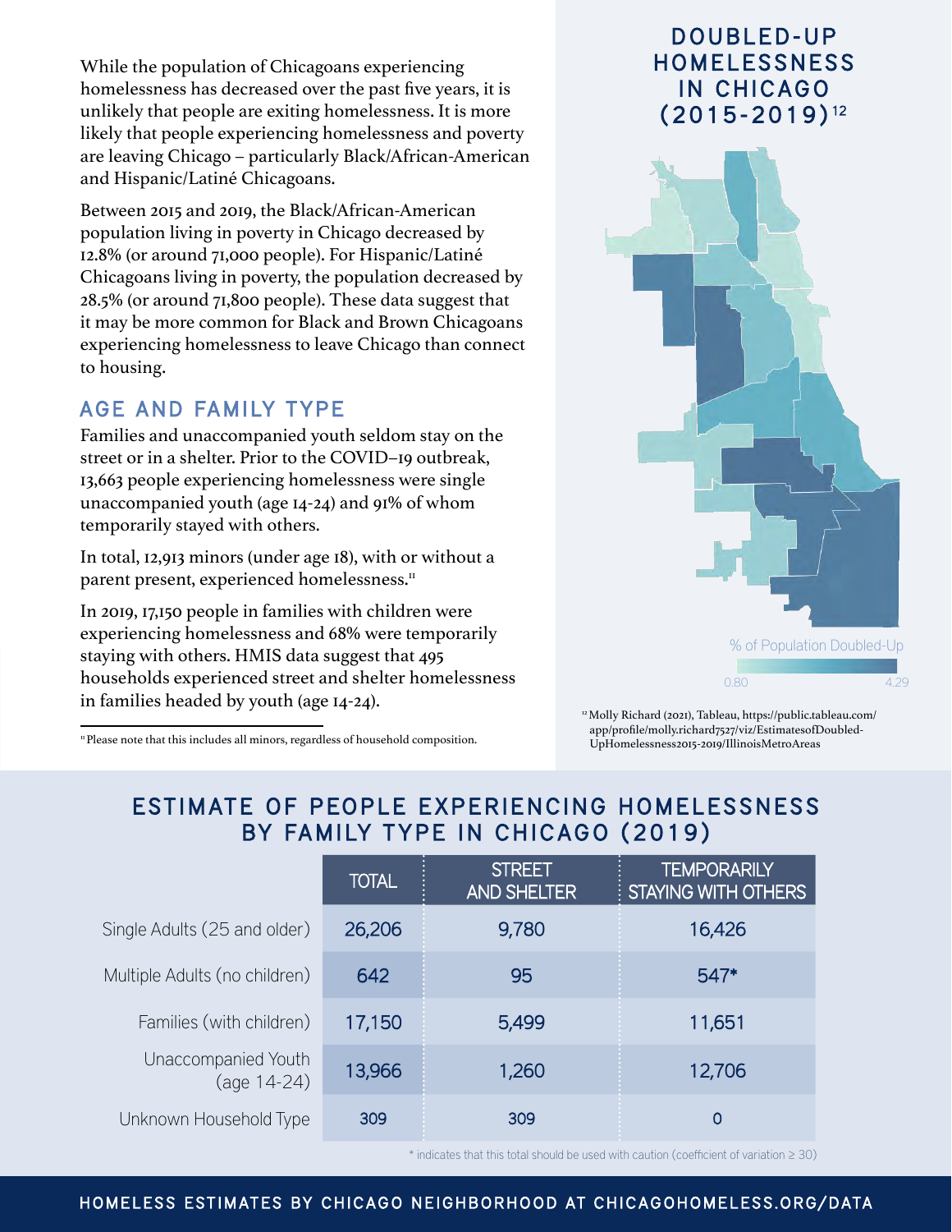While the population of Chicagoans experiencing homelessness has decreased over the past five years, it is unlikely that people are exiting homelessness. It is more likely that people experiencing homelessness and poverty are leaving Chicago – particularly Black/African-American and Hispanic/Latiné Chicagoans.

Between 2015 and 2019, the Black/African-American population living in poverty in Chicago decreased by 12.8% (or around 71,000 people). For Hispanic/Latiné Chicagoans living in poverty, the population decreased by 28.5% (or around 71,800 people). These data suggest that it may be more common for Black and Brown Chicagoans experiencing homelessness to leave Chicago than connect to housing.

## AGE AND FAMILY TYPE

Families and unaccompanied youth seldom stay on the street or in a shelter. Prior to the COVID–19 outbreak, 13,663 people experiencing homelessness were single unaccompanied youth (age 14-24) and 91% of whom temporarily stayed with others.

In total, 12,913 minors (under age 18), with or without a parent present, experienced homelessness.[11]

In 2019, 17,150 people in families with children were experiencing homelessness and 68% were temporarily staying with others. HMIS data suggest that 495 households experienced street and shelter homelessness in families headed by youth (age 14-24).

[11] Please note that this includes all minors, regardless of household composition.

## DOUBLED-UP HOMELESSNESS IN CHICAGO (2015-2019)[12]

% of Population Doubled-Up

0.80 — 4.29

[12] Molly Richard (2021), Tableau, https://public.tableau.com/app/profile/molly.richard7527/viz/EstimatesofDoubled-UpHomelessness2015-2019/IllinoisMetroAreas

## ESTIMATE OF PEOPLE EXPERIENCING HOMELESSNESS BY FAMILY TYPE IN CHICAGO (2019)

| | TOTAL | STREET AND SHELTER | TEMPORARILY STAYING WITH OTHERS |
|---|---|---|---|
| Single Adults (25 and older) | 26,206 | 9,780 | 16,426 |
| Multiple Adults (no children) | 642 | 95 | 547* |
| Families (with children) | 17,150 | 5,499 | 11,651 |
| Unaccompanied Youth (age 14-24) | 13,966 | 1,260 | 12,706 |
| Unknown Household Type | 309 | 309 | 0 |

* indicates that this total should be used with caution (coefficient of variation ≥ 30)

HOMELESS ESTIMATES BY CHICAGO NEIGHBORHOOD AT CHICAGOHOMELESS.ORG/DATA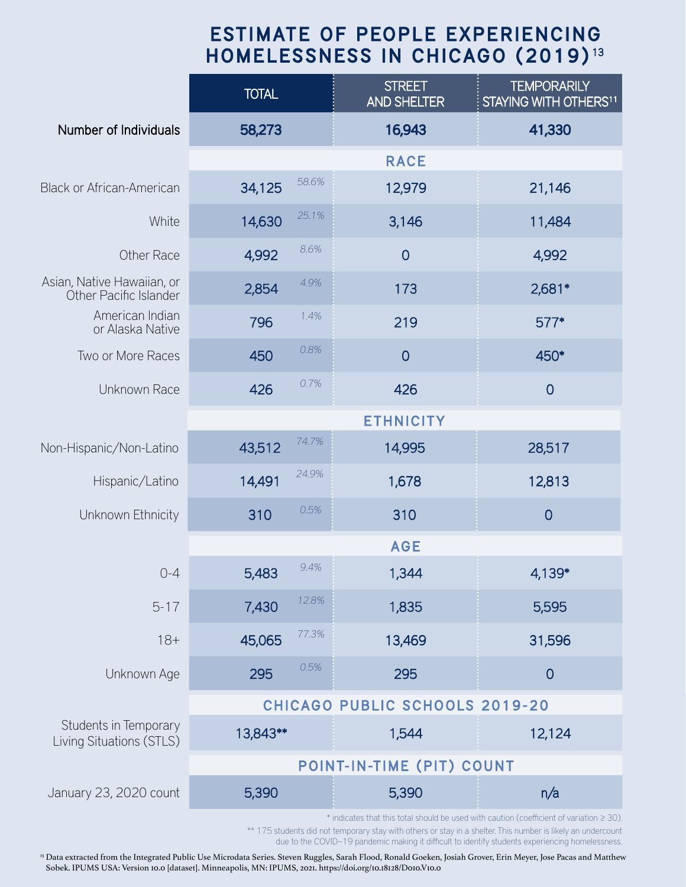# ESTIMATE OF PEOPLE EXPERIENCING HOMELESSNESS IN CHICAGO (2019)[13]

| | TOTAL | | STREET AND SHELTER | TEMPORARILY STAYING WITH OTHERS[11] |
|---|---|---|---|---|
| **Number of Individuals** | **58,273** | | **16,943** | **41,330** |
| **RACE** | | | | |
| Black or African-American | 34,125 | *58.6%* | 12,979 | 21,146 |
| White | 14,630 | *25.1%* | 3,146 | 11,484 |
| Other Race | 4,992 | *8.6%* | 0 | 4,992 |
| Asian, Native Hawaiian, or Other Pacific Islander | 2,854 | *4.9%* | 173 | 2,681* |
| American Indian or Alaska Native | 796 | *1.4%* | 219 | 577* |
| Two or More Races | 450 | *0.8%* | 0 | 450* |
| Unknown Race | 426 | *0.7%* | 426 | 0 |
| **ETHNICITY** | | | | |
| Non-Hispanic/Non-Latino | 43,512 | *74.7%* | 14,995 | 28,517 |
| Hispanic/Latino | 14,491 | *24.9%* | 1,678 | 12,813 |
| Unknown Ethnicity | 310 | *0.5%* | 310 | 0 |
| **AGE** | | | | |
| 0-4 | 5,483 | *9.4%* | 1,344 | 4,139* |
| 5-17 | 7,430 | *12.8%* | 1,835 | 5,595 |
| 18+ | 45,065 | *77.3%* | 13,469 | 31,596 |
| Unknown Age | 295 | *0.5%* | 295 | 0 |
| **CHICAGO PUBLIC SCHOOLS 2019-20** | | | | |
| Students in Temporary Living Situations (STLS) | 13,843** | | 1,544 | 12,124 |
| **POINT-IN-TIME (PIT) COUNT** | | | | |
| January 23, 2020 count | 5,390 | | 5,390 | n/a |

\* indicates that this total should be used with caution (coefficient of variation ≥ 30).

** 175 students did not temporary stay with others or stay in a shelter. This number is likely an undercount due to the COVID-19 pandemic making it difficult to identify students experiencing homelessness.

[13] Data extracted from the Integrated Public Use Microdata Series. Steven Ruggles, Sarah Flood, Ronald Goeken, Josiah Grover, Erin Meyer, Jose Pacas and Matthew Sobek. IPUMS USA: Version 10.0 [dataset]. Minneapolis, MN: IPUMS, 2021. https://doi.org/10.18128/D010.V10.0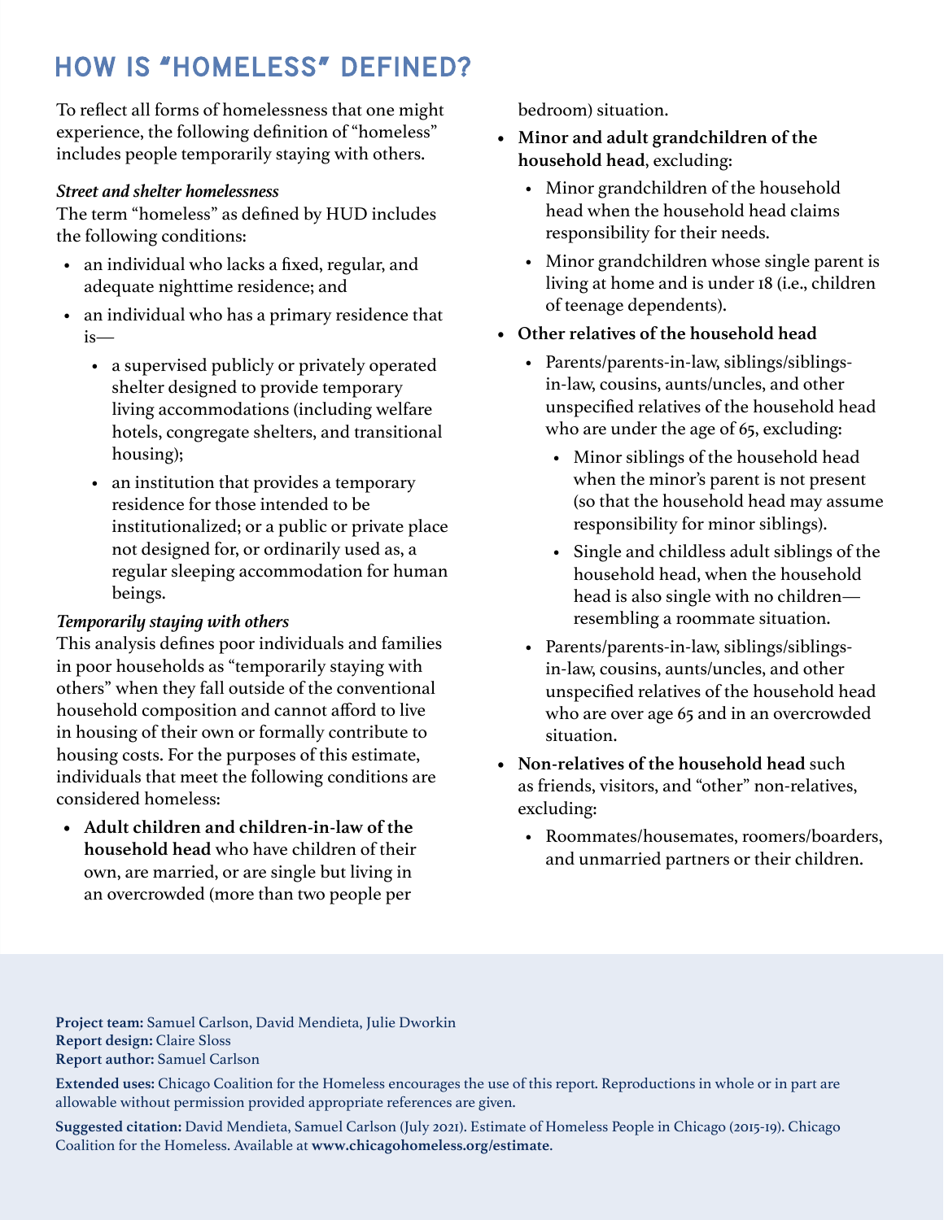## HOW IS "HOMELESS" DEFINED?

To reflect all forms of homelessness that one might experience, the following definition of "homeless" includes people temporarily staying with others.

***Street and shelter homelessness***

The term "homeless" as defined by HUD includes the following conditions:

- an individual who lacks a fixed, regular, and adequate nighttime residence; and
- an individual who has a primary residence that is—
  - a supervised publicly or privately operated shelter designed to provide temporary living accommodations (including welfare hotels, congregate shelters, and transitional housing);
  - an institution that provides a temporary residence for those intended to be institutionalized; or a public or private place not designed for, or ordinarily used as, a regular sleeping accommodation for human beings.

***Temporarily staying with others***

This analysis defines poor individuals and families in poor households as "temporarily staying with others" when they fall outside of the conventional household composition and cannot afford to live in housing of their own or formally contribute to housing costs. For the purposes of this estimate, individuals that meet the following conditions are considered homeless:

- **Adult children and children-in-law of the household head** who have children of their own, are married, or are single but living in an overcrowded (more than two people per bedroom) situation.
- **Minor and adult grandchildren of the household head**, excluding:
  - Minor grandchildren of the household head when the household head claims responsibility for their needs.
  - Minor grandchildren whose single parent is living at home and is under 18 (i.e., children of teenage dependents).
- **Other relatives of the household head**
  - Parents/parents-in-law, siblings/siblings-in-law, cousins, aunts/uncles, and other unspecified relatives of the household head who are under the age of 65, excluding:
    - Minor siblings of the household head when the minor's parent is not present (so that the household head may assume responsibility for minor siblings).
    - Single and childless adult siblings of the household head, when the household head is also single with no children—resembling a roommate situation.
  - Parents/parents-in-law, siblings/siblings-in-law, cousins, aunts/uncles, and other unspecified relatives of the household head who are over age 65 and in an overcrowded situation.
- **Non-relatives of the household head** such as friends, visitors, and "other" non-relatives, excluding:
  - Roommates/housemates, roomers/boarders, and unmarried partners or their children.

**Project team:** Samuel Carlson, David Mendieta, Julie Dworkin
**Report design:** Claire Sloss
**Report author:** Samuel Carlson

**Extended uses:** Chicago Coalition for the Homeless encourages the use of this report. Reproductions in whole or in part are allowable without permission provided appropriate references are given.

**Suggested citation:** David Mendieta, Samuel Carlson (July 2021). Estimate of Homeless People in Chicago (2015-19). Chicago Coalition for the Homeless. Available at **www.chicagohomeless.org/estimate**.